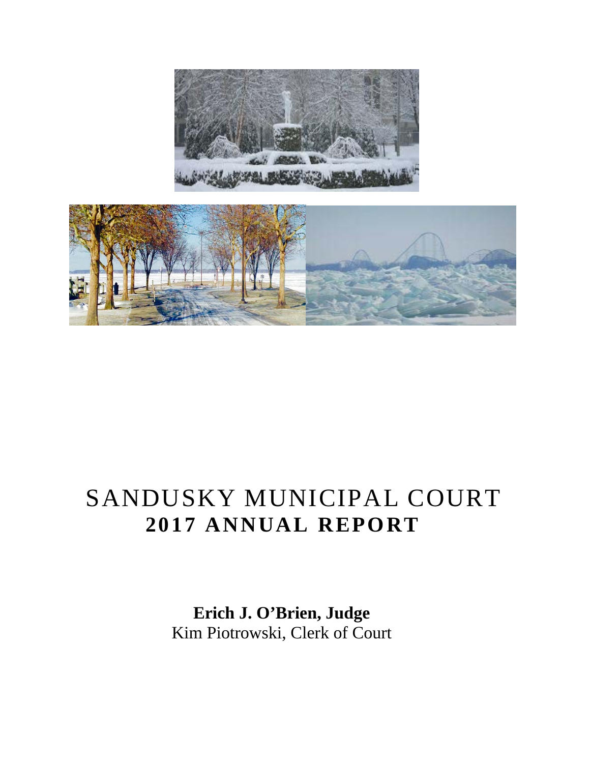# SANDUSKY MUNICIPAL COURT
## 2017 ANNUAL REPORT

**Erich J. O'Brien, Judge**
Kim Piotrowski, Clerk of Court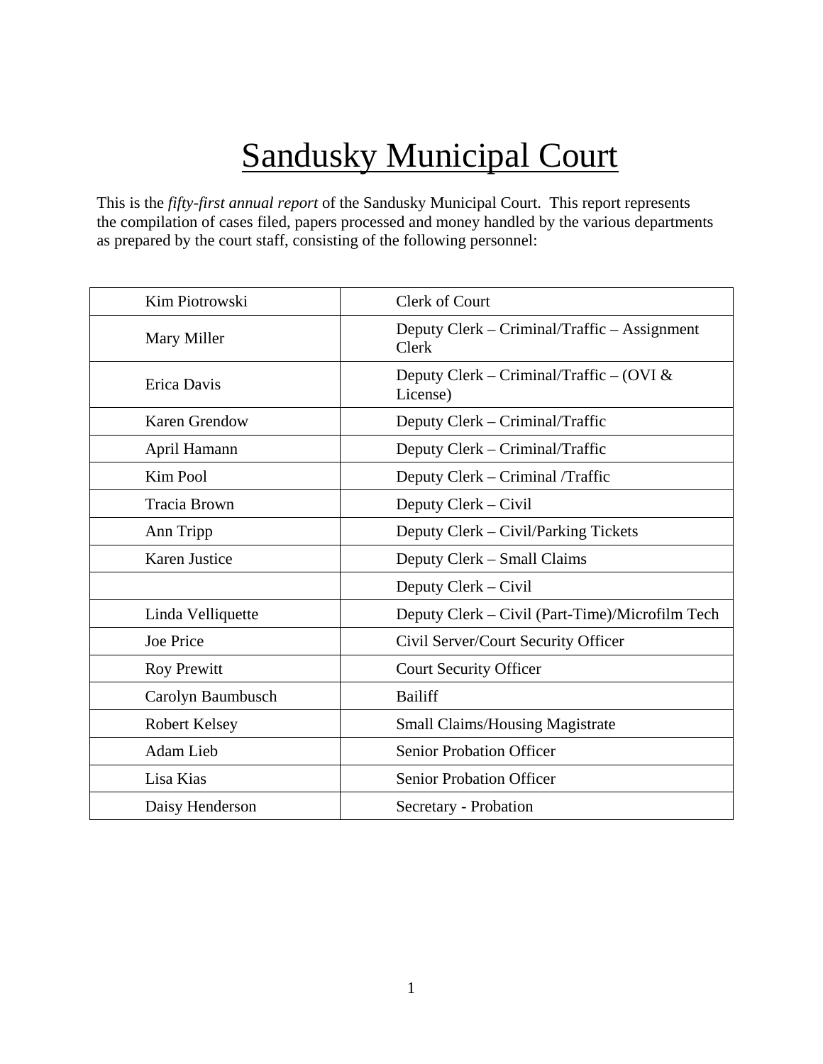# Sandusky Municipal Court

This is the *fifty-first annual report* of the Sandusky Municipal Court. This report represents the compilation of cases filed, papers processed and money handled by the various departments as prepared by the court staff, consisting of the following personnel:

| Name | Position |
|---|---|
| Kim Piotrowski | Clerk of Court |
| Mary Miller | Deputy Clerk – Criminal/Traffic – Assignment Clerk |
| Erica Davis | Deputy Clerk – Criminal/Traffic – (OVI & License) |
| Karen Grendow | Deputy Clerk – Criminal/Traffic |
| April Hamann | Deputy Clerk – Criminal/Traffic |
| Kim Pool | Deputy Clerk – Criminal /Traffic |
| Tracia Brown | Deputy Clerk – Civil |
| Ann Tripp | Deputy Clerk – Civil/Parking Tickets |
| Karen Justice | Deputy Clerk – Small Claims |
| | Deputy Clerk – Civil |
| Linda Velliquette | Deputy Clerk – Civil (Part-Time)/Microfilm Tech |
| Joe Price | Civil Server/Court Security Officer |
| Roy Prewitt | Court Security Officer |
| Carolyn Baumbusch | Bailiff |
| Robert Kelsey | Small Claims/Housing Magistrate |
| Adam Lieb | Senior Probation Officer |
| Lisa Kias | Senior Probation Officer |
| Daisy Henderson | Secretary - Probation |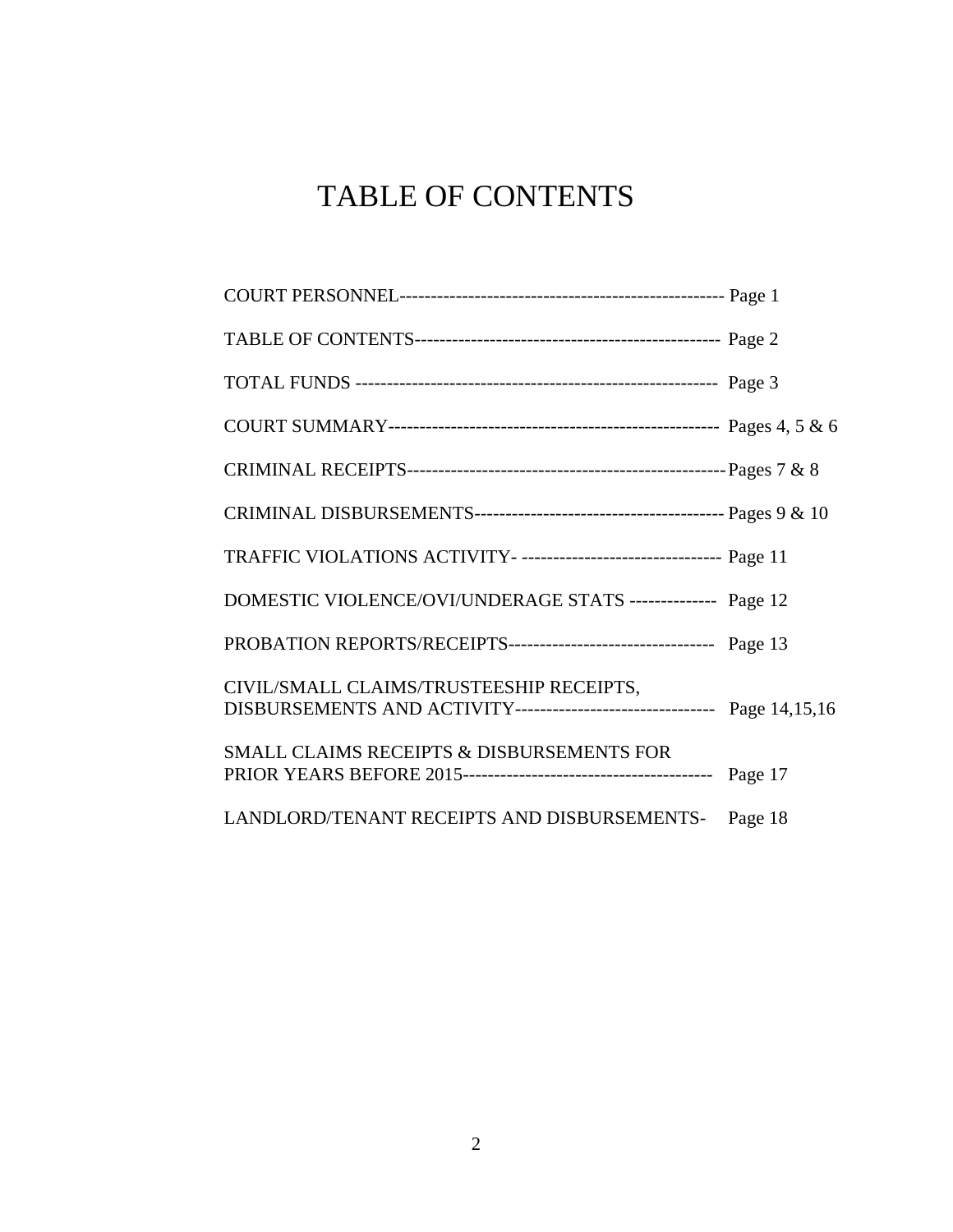# TABLE OF CONTENTS

| | |
|---|---|
| COURT PERSONNEL | Page 1 |
| TABLE OF CONTENTS | Page 2 |
| TOTAL FUNDS | Page 3 |
| COURT SUMMARY | Pages 4, 5 & 6 |
| CRIMINAL RECEIPTS | Pages 7 & 8 |
| CRIMINAL DISBURSEMENTS | Pages 9 & 10 |
| TRAFFIC VIOLATIONS ACTIVITY | Page 11 |
| DOMESTIC VIOLENCE/OVI/UNDERAGE STATS | Page 12 |
| PROBATION REPORTS/RECEIPTS | Page 13 |
| CIVIL/SMALL CLAIMS/TRUSTEESHIP RECEIPTS, DISBURSEMENTS AND ACTIVITY | Page 14,15,16 |
| SMALL CLAIMS RECEIPTS & DISBURSEMENTS FOR PRIOR YEARS BEFORE 2015 | Page 17 |
| LANDLORD/TENANT RECEIPTS AND DISBURSEMENTS | Page 18 |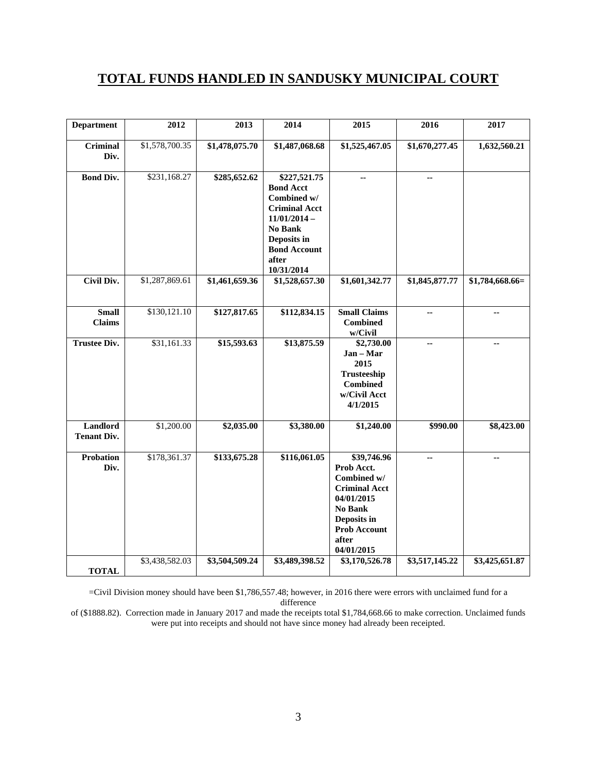# TOTAL FUNDS HANDLED IN SANDUSKY MUNICIPAL COURT

| Department | 2012 | 2013 | 2014 | 2015 | 2016 | 2017 |
|---|---|---|---|---|---|---|
| **Criminal Div.** | $1,578,700.35 | **$1,478,075.70** | **$1,487,068.68** | **$1,525,467.05** | **$1,670,277.45** | **1,632,560.21** |
| **Bond Div.** | $231,168.27 | **$285,652.62** | **$227,521.75 Bond Acct Combined w/ Criminal Acct 11/01/2014 – No Bank Deposits in Bond Account after 10/31/2014** | **--** | **--** | |
| **Civil Div.** | $1,287,869.61 | **$1,461,659.36** | **$1,528,657.30** | **$1,601,342.77** | **$1,845,877.77** | **$1,784,668.66=** |
| **Small Claims** | $130,121.10 | **$127,817.65** | **$112,834.15** | **Small Claims Combined w/Civil** | **--** | **--** |
| **Trustee Div.** | $31,161.33 | **$15,593.63** | **$13,875.59** | **$2,730.00 Jan – Mar 2015 Trusteeship Combined w/Civil Acct 4/1/2015** | **--** | **--** |
| **Landlord Tenant Div.** | $1,200.00 | **$2,035.00** | **$3,380.00** | **$1,240.00** | **$990.00** | **$8,423.00** |
| **Probation Div.** | $178,361.37 | **$133,675.28** | **$116,061.05** | **$39,746.96 Prob Acct. Combined w/ Criminal Acct 04/01/2015 No Bank Deposits in Prob Account after 04/01/2015** | **--** | **--** |
| **TOTAL** | $3,438,582.03 | **$3,504,509.24** | **$3,489,398.52** | **$3,170,526.78** | **$3,517,145.22** | **$3,425,651.87** |

=Civil Division money should have been $1,786,557.48; however, in 2016 there were errors with unclaimed fund for a difference of ($1888.82). Correction made in January 2017 and made the receipts total $1,784,668.66 to make correction. Unclaimed funds were put into receipts and should not have since money had already been receipted.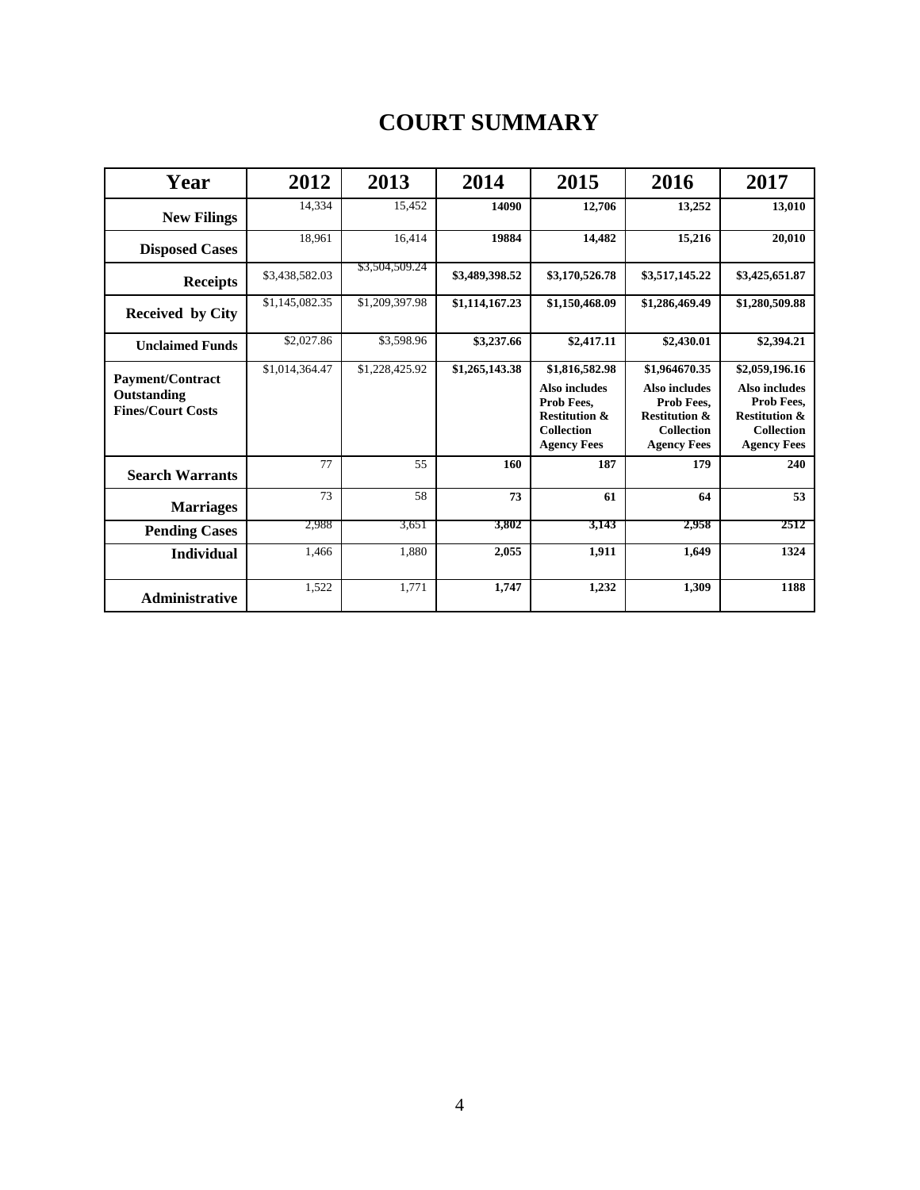# COURT SUMMARY

| Year | 2012 | 2013 | 2014 | 2015 | 2016 | 2017 |
|---|---|---|---|---|---|---|
| **New Filings** | 14,334 | 15,452 | **14090** | **12,706** | **13,252** | **13,010** |
| **Disposed Cases** | 18,961 | 16,414 | **19884** | **14,482** | **15,216** | **20,010** |
| **Receipts** | $3,438,582.03 | $3,504,509.24 | **$3,489,398.52** | **$3,170,526.78** | **$3,517,145.22** | **$3,425,651.87** |
| **Received by City** | $1,145,082.35 | $1,209,397.98 | **$1,114,167.23** | **$1,150,468.09** | **$1,286,469.49** | **$1,280,509.88** |
| **Unclaimed Funds** | $2,027.86 | $3,598.96 | **$3,237.66** | **$2,417.11** | **$2,430.01** | **$2,394.21** |
| **Payment/Contract Outstanding Fines/Court Costs** | $1,014,364.47 | $1,228,425.92 | **$1,265,143.38** | **$1,816,582.98 Also includes Prob Fees, Restitution & Collection Agency Fees** | **$1964670.35 Also includes Prob Fees, Restitution & Collection Agency Fees** | **$2,059,196.16 Also includes Prob Fees, Restitution & Collection Agency Fees** |
| **Search Warrants** | 77 | 55 | **160** | **187** | **179** | **240** |
| **Marriages** | 73 | 58 | **73** | **61** | **64** | **53** |
| **Pending Cases** | 2,988 | 3,651 | **3,802** | **3,143** | **2,958** | **2512** |
| **Individual** | 1,466 | 1,880 | **2,055** | **1,911** | **1,649** | **1324** |
| **Administrative** | 1,522 | 1,771 | **1,747** | **1,232** | **1,309** | **1188** |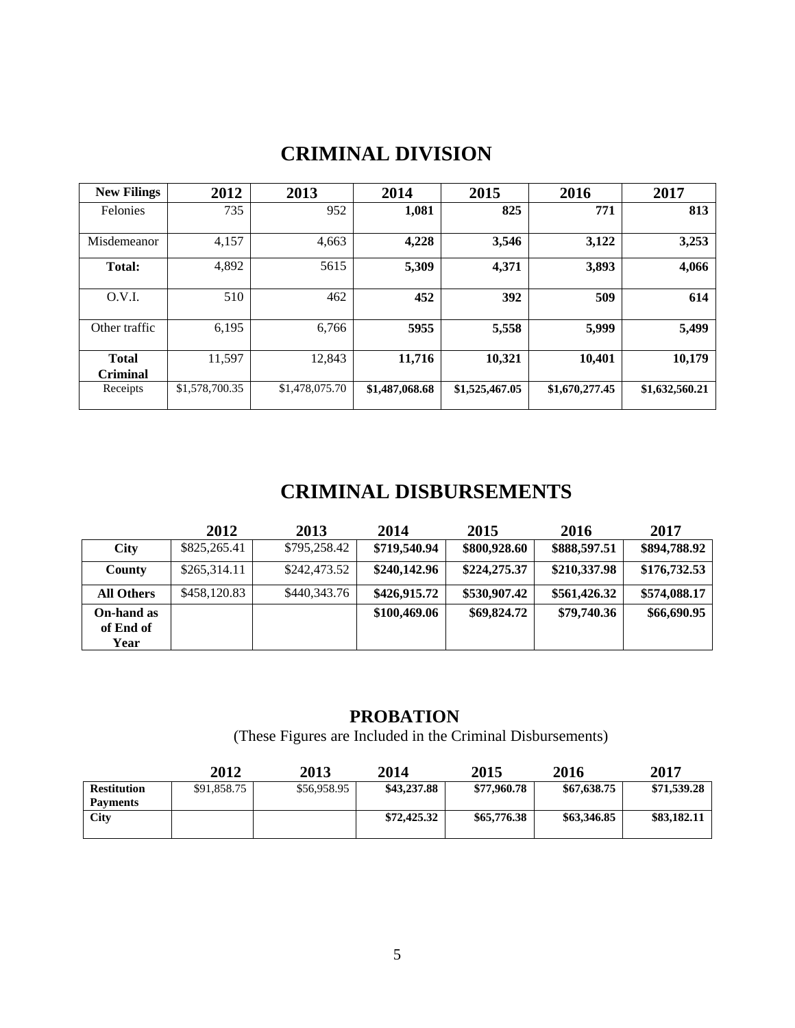# CRIMINAL DIVISION

| New Filings | 2012 | 2013 | 2014 | 2015 | 2016 | 2017 |
|---|---|---|---|---|---|---|
| Felonies | 735 | 952 | **1,081** | **825** | **771** | **813** |
| Misdemeanor | 4,157 | 4,663 | **4,228** | **3,546** | **3,122** | **3,253** |
| **Total:** | 4,892 | 5615 | **5,309** | **4,371** | **3,893** | **4,066** |
| O.V.I. | 510 | 462 | **452** | **392** | **509** | **614** |
| Other traffic | 6,195 | 6,766 | **5955** | **5,558** | **5,999** | **5,499** |
| **Total Criminal** | 11,597 | 12,843 | **11,716** | **10,321** | **10,401** | **10,179** |
| Receipts | $1,578,700.35 | $1,478,075.70 | **$1,487,068.68** | **$1,525,467.05** | **$1,670,277.45** | **$1,632,560.21** |

# CRIMINAL DISBURSEMENTS

| | 2012 | 2013 | 2014 | 2015 | 2016 | 2017 |
|---|---|---|---|---|---|---|
| **City** | $825,265.41 | $795,258.42 | **$719,540.94** | **$800,928.60** | **$888,597.51** | **$894,788.92** |
| **County** | $265,314.11 | $242,473.52 | **$240,142.96** | **$224,275.37** | **$210,337.98** | **$176,732.53** |
| **All Others** | $458,120.83 | $440,343.76 | **$426,915.72** | **$530,907.42** | **$561,426.32** | **$574,088.17** |
| **On-hand as of End of Year** | | | **$100,469.06** | **$69,824.72** | **$79,740.36** | **$66,690.95** |

## PROBATION

(These Figures are Included in the Criminal Disbursements)

| | 2012 | 2013 | 2014 | 2015 | 2016 | 2017 |
|---|---|---|---|---|---|---|
| **Restitution Payments** | $91,858.75 | $56,958.95 | **$43,237.88** | **$77,960.78** | **$67,638.75** | **$71,539.28** |
| **City** | | | **$72,425.32** | **$65,776.38** | **$63,346.85** | **$83,182.11** |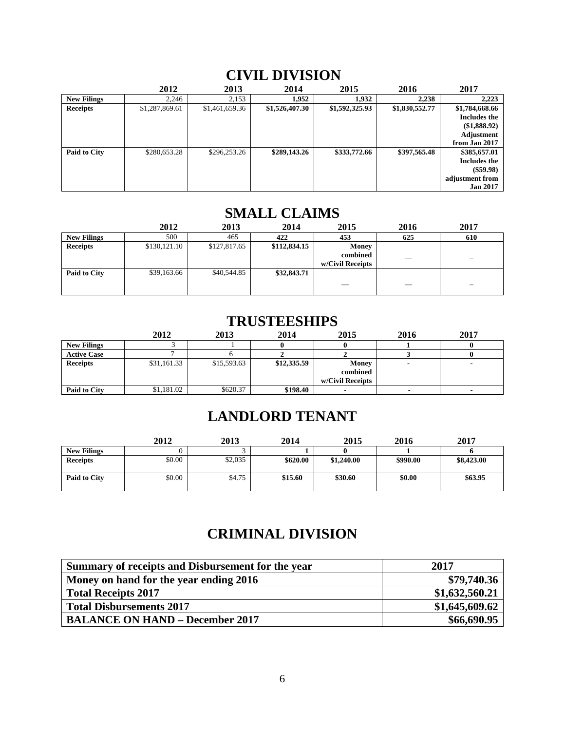## CIVIL DIVISION

| | 2012 | 2013 | 2014 | 2015 | 2016 | 2017 |
|---|---|---|---|---|---|---|
| **New Filings** | 2,246 | 2,153 | **1,952** | **1,932** | **2,238** | **2,223** |
| **Receipts** | $1,287,869.61 | $1,461,659.36 | **$1,526,407.30** | **$1,592,325.93** | **$1,830,552.77** | **$1,784,668.66 Includes the ($1,888.92) Adjustment from Jan 2017** |
| **Paid to City** | $280,653.28 | $296,253.26 | **$289,143.26** | **$333,772.66** | **$397,565.48** | **$385,657.01 Includes the ($59.98) adjustment from Jan 2017** |

## SMALL CLAIMS

| | 2012 | 2013 | 2014 | 2015 | 2016 | 2017 |
|---|---|---|---|---|---|---|
| **New Filings** | 500 | 465 | **422** | **453** | **625** | **610** |
| **Receipts** | $130,121.10 | $127,817.65 | **$112,834.15** | **Money combined w/Civil Receipts** | — | – |
| **Paid to City** | $39,163.66 | $40,544.85 | **$32,843.71** | — | — | – |

## TRUSTEESHIPS

| | 2012 | 2013 | 2014 | 2015 | 2016 | 2017 |
|---|---|---|---|---|---|---|
| **New Filings** | 3 | 1 | **0** | **0** | **1** | **0** |
| **Active Case** | 7 | 6 | **2** | **2** | **3** | **0** |
| **Receipts** | $31,161.33 | $15,593.63 | **$12,335.59** | **Money combined w/Civil Receipts** | - | - |
| **Paid to City** | $1,181.02 | $620.37 | **$198.40** | - | - | - |

## LANDLORD TENANT

| | 2012 | 2013 | 2014 | 2015 | 2016 | 2017 |
|---|---|---|---|---|---|---|
| **New Filings** | 0 | 3 | **1** | **0** | **1** | **6** |
| **Receipts** | $0.00 | $2,035 | **$620.00** | **$1,240.00** | **$990.00** | **$8,423.00** |
| **Paid to City** | $0.00 | $4.75 | **$15.60** | **$30.60** | **$0.00** | **$63.95** |

## CRIMINAL DIVISION

| Summary of receipts and Disbursement for the year | 2017 |
|---|---|
| **Money on hand for the year ending 2016** | **$79,740.36** |
| **Total Receipts 2017** | **$1,632,560.21** |
| **Total Disbursements 2017** | **$1,645,609.62** |
| **BALANCE ON HAND – December 2017** | **$66,690.95** |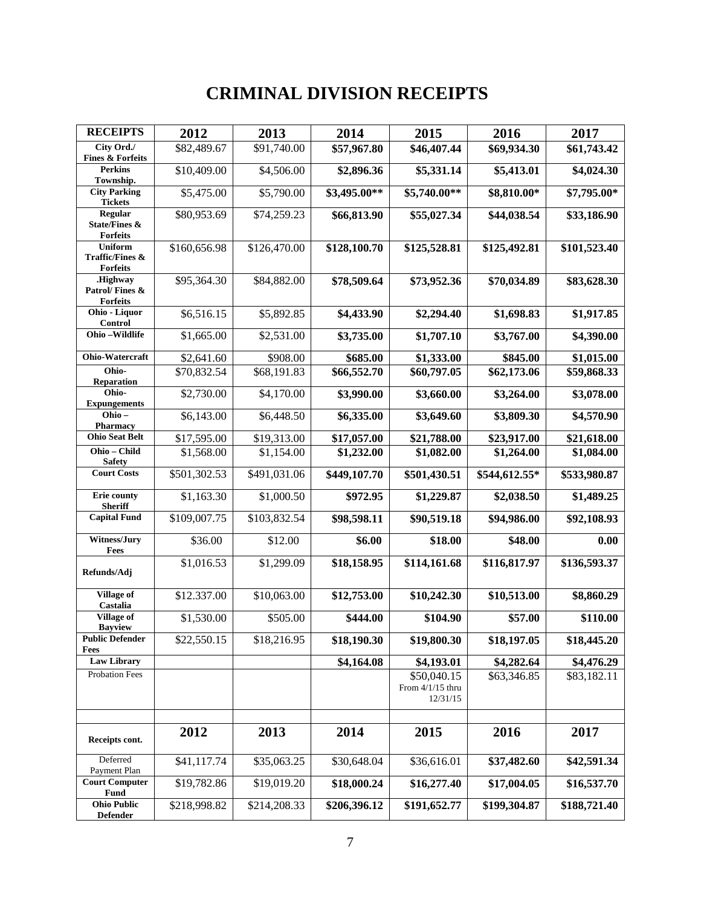# CRIMINAL DIVISION RECEIPTS

| RECEIPTS | 2012 | 2013 | 2014 | 2015 | 2016 | 2017 |
|---|---|---|---|---|---|---|
| City Ord./ Fines & Forfeits | $82,489.67 | $91,740.00 | **$57,967.80** | **$46,407.44** | **$69,934.30** | **$61,743.42** |
| Perkins Township. | $10,409.00 | $4,506.00 | **$2,896.36** | **$5,331.14** | **$5,413.01** | **$4,024.30** |
| City Parking Tickets | $5,475.00 | $5,790.00 | **$3,495.00\*\*** | **$5,740.00\*\*** | **$8,810.00\*** | **$7,795.00\*** |
| Regular State/Fines & Forfeits | $80,953.69 | $74,259.23 | **$66,813.90** | **$55,027.34** | **$44,038.54** | **$33,186.90** |
| Uniform Traffic/Fines & Forfeits | $160,656.98 | $126,470.00 | **$128,100.70** | **$125,528.81** | **$125,492.81** | **$101,523.40** |
| .Highway Patrol/ Fines & Forfeits | $95,364.30 | $84,882.00 | **$78,509.64** | **$73,952.36** | **$70,034.89** | **$83,628.30** |
| Ohio - Liquor Control | $6,516.15 | $5,892.85 | **$4,433.90** | **$2,294.40** | **$1,698.83** | **$1,917.85** |
| Ohio –Wildlife | $1,665.00 | $2,531.00 | **$3,735.00** | **$1,707.10** | **$3,767.00** | **$4,390.00** |
| Ohio-Watercraft | $2,641.60 | $908.00 | **$685.00** | **$1,333.00** | **$845.00** | **$1,015.00** |
| Ohio- Reparation | $70,832.54 | $68,191.83 | **$66,552.70** | **$60,797.05** | **$62,173.06** | **$59,868.33** |
| Ohio- Expungements | $2,730.00 | $4,170.00 | **$3,990.00** | **$3,660.00** | **$3,264.00** | **$3,078.00** |
| Ohio – Pharmacy | $6,143.00 | $6,448.50 | **$6,335.00** | **$3,649.60** | **$3,809.30** | **$4,570.90** |
| Ohio Seat Belt | $17,595.00 | $19,313.00 | **$17,057.00** | **$21,788.00** | **$23,917.00** | **$21,618.00** |
| Ohio – Child Safety | $1,568.00 | $1,154.00 | **$1,232.00** | **$1,082.00** | **$1,264.00** | **$1,084.00** |
| Court Costs | $501,302.53 | $491,031.06 | **$449,107.70** | **$501,430.51** | **$544,612.55\*** | **$533,980.87** |
| Erie county Sheriff | $1,163.30 | $1,000.50 | **$972.95** | **$1,229.87** | **$2,038.50** | **$1,489.25** |
| Capital Fund | $109,007.75 | $103,832.54 | **$98,598.11** | **$90,519.18** | **$94,986.00** | **$92,108.93** |
| Witness/Jury Fees | $36.00 | $12.00 | **$6.00** | **$18.00** | **$48.00** | **0.00** |
| Refunds/Adj | $1,016.53 | $1,299.09 | **$18,158.95** | **$114,161.68** | **$116,817.97** | **$136,593.37** |
| Village of Castalia | $12.337.00 | $10,063.00 | **$12,753.00** | **$10,242.30** | **$10,513.00** | **$8,860.29** |
| Village of Bayview | $1,530.00 | $505.00 | **$444.00** | **$104.90** | **$57.00** | **$110.00** |
| Public Defender Fees | $22,550.15 | $18,216.95 | **$18,190.30** | **$19,800.30** | **$18,197.05** | **$18,445.20** |
| Law Library | | | **$4,164.08** | **$4,193.01** | **$4,282.64** | **$4,476.29** |
| Probation Fees | | | | $50,040.15 From 4/1/15 thru 12/31/15 | $63,346.85 | $83,182.11 |
| | | | | | | |
| Receipts cont. | **2012** | **2013** | **2014** | **2015** | **2016** | **2017** |
| Deferred Payment Plan | $41,117.74 | $35,063.25 | $30,648.04 | $36,616.01 | **$37,482.60** | **$42,591.34** |
| Court Computer Fund | $19,782.86 | $19,019.20 | **$18,000.24** | **$16,277.40** | **$17,004.05** | **$16,537.70** |
| Ohio Public Defender | $218,998.82 | $214,208.33 | **$206,396.12** | **$191,652.77** | **$199,304.87** | **$188,721.40** |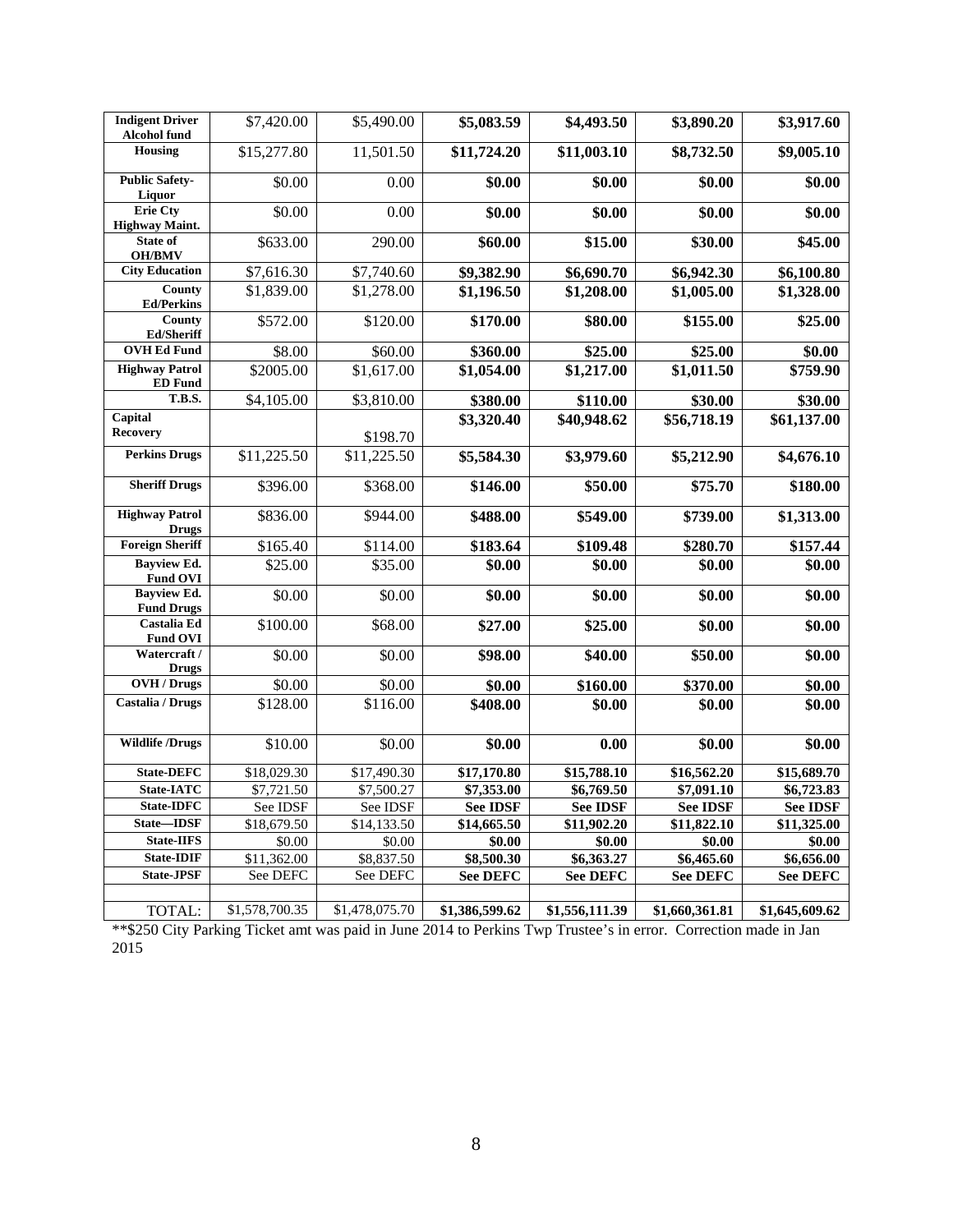| **Indigent Driver Alcohol fund** | $7,420.00 | $5,490.00 | **$5,083.59** | **$4,493.50** | **$3,890.20** | **$3,917.60** |
|---|---|---|---|---|---|---|
| **Housing** | $15,277.80 | 11,501.50 | **$11,724.20** | **$11,003.10** | **$8,732.50** | **$9,005.10** |
| **Public Safety-Liquor** | $0.00 | 0.00 | **$0.00** | **$0.00** | **$0.00** | **$0.00** |
| **Erie Cty Highway Maint.** | $0.00 | 0.00 | **$0.00** | **$0.00** | **$0.00** | **$0.00** |
| **State of OH/BMV** | $633.00 | 290.00 | **$60.00** | **$15.00** | **$30.00** | **$45.00** |
| **City Education** | $7,616.30 | $7,740.60 | **$9,382.90** | **$6,690.70** | **$6,942.30** | **$6,100.80** |
| **County Ed/Perkins** | $1,839.00 | $1,278.00 | **$1,196.50** | **$1,208.00** | **$1,005.00** | **$1,328.00** |
| **County Ed/Sheriff** | $572.00 | $120.00 | **$170.00** | **$80.00** | **$155.00** | **$25.00** |
| **OVH Ed Fund** | $8.00 | $60.00 | **$360.00** | **$25.00** | **$25.00** | **$0.00** |
| **Highway Patrol ED Fund** | $2005.00 | $1,617.00 | **$1,054.00** | **$1,217.00** | **$1,011.50** | **$759.90** |
| **T.B.S.** | $4,105.00 | $3,810.00 | **$380.00** | **$110.00** | **$30.00** | **$30.00** |
| **Capital Recovery** | | $198.70 | **$3,320.40** | **$40,948.62** | **$56,718.19** | **$61,137.00** |
| **Perkins Drugs** | $11,225.50 | $11,225.50 | **$5,584.30** | **$3,979.60** | **$5,212.90** | **$4,676.10** |
| **Sheriff Drugs** | $396.00 | $368.00 | **$146.00** | **$50.00** | **$75.70** | **$180.00** |
| **Highway Patrol Drugs** | $836.00 | $944.00 | **$488.00** | **$549.00** | **$739.00** | **$1,313.00** |
| **Foreign Sheriff** | $165.40 | $114.00 | **$183.64** | **$109.48** | **$280.70** | **$157.44** |
| **Bayview Ed. Fund OVI** | $25.00 | $35.00 | **$0.00** | **$0.00** | **$0.00** | **$0.00** |
| **Bayview Ed. Fund Drugs** | $0.00 | $0.00 | **$0.00** | **$0.00** | **$0.00** | **$0.00** |
| **Castalia Ed Fund OVI** | $100.00 | $68.00 | **$27.00** | **$25.00** | **$0.00** | **$0.00** |
| **Watercraft / Drugs** | $0.00 | $0.00 | **$98.00** | **$40.00** | **$50.00** | **$0.00** |
| **OVH / Drugs** | $0.00 | $0.00 | **$0.00** | **$160.00** | **$370.00** | **$0.00** |
| **Castalia / Drugs** | $128.00 | $116.00 | **$408.00** | **$0.00** | **$0.00** | **$0.00** |
| **Wildlife /Drugs** | $10.00 | $0.00 | **$0.00** | **0.00** | **$0.00** | **$0.00** |
| **State-DEFC** | $18,029.30 | $17,490.30 | **$17,170.80** | **$15,788.10** | **$16,562.20** | **$15,689.70** |
| **State-IATC** | $7,721.50 | $7,500.27 | **$7,353.00** | **$6,769.50** | **$7,091.10** | **$6,723.83** |
| **State-IDFC** | See IDSF | See IDSF | **See IDSF** | **See IDSF** | **See IDSF** | **See IDSF** |
| **State—IDSF** | $18,679.50 | $14,133.50 | **$14,665.50** | **$11,902.20** | **$11,822.10** | **$11,325.00** |
| **State-IIFS** | $0.00 | $0.00 | **$0.00** | **$0.00** | **$0.00** | **$0.00** |
| **State-IDIF** | $11,362.00 | $8,837.50 | **$8,500.30** | **$6,363.27** | **$6,465.60** | **$6,656.00** |
| **State-JPSF** | See DEFC | See DEFC | **See DEFC** | **See DEFC** | **See DEFC** | **See DEFC** |
| | | | | | | |
| TOTAL: | $1,578,700.35 | $1,478,075.70 | **$1,386,599.62** | **$1,556,111.39** | **$1,660,361.81** | **$1,645,609.62** |

**$250 City Parking Ticket amt was paid in June 2014 to Perkins Twp Trustee's in error. Correction made in Jan 2015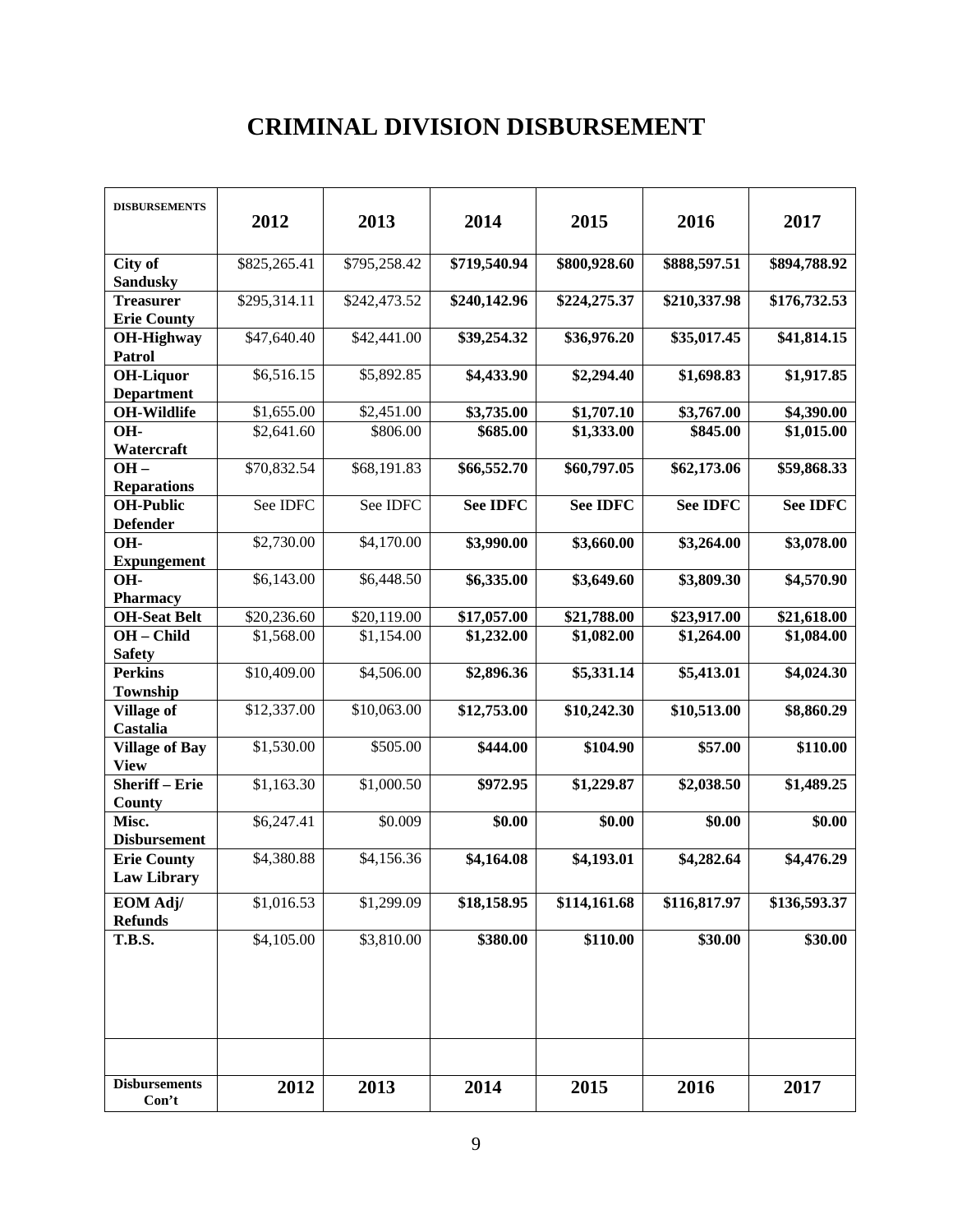# CRIMINAL DIVISION DISBURSEMENT

| DISBURSEMENTS | 2012 | 2013 | 2014 | 2015 | 2016 | 2017 |
|---|---|---|---|---|---|---|
| **City of Sandusky** | $825,265.41 | $795,258.42 | **$719,540.94** | **$800,928.60** | **$888,597.51** | **$894,788.92** |
| **Treasurer Erie County** | $295,314.11 | $242,473.52 | **$240,142.96** | **$224,275.37** | **$210,337.98** | **$176,732.53** |
| **OH-Highway Patrol** | $47,640.40 | $42,441.00 | **$39,254.32** | **$36,976.20** | **$35,017.45** | **$41,814.15** |
| **OH-Liquor Department** | $6,516.15 | $5,892.85 | **$4,433.90** | **$2,294.40** | **$1,698.83** | **$1,917.85** |
| **OH-Wildlife** | $1,655.00 | $2,451.00 | **$3,735.00** | **$1,707.10** | **$3,767.00** | **$4,390.00** |
| **OH-Watercraft** | $2,641.60 | $806.00 | **$685.00** | **$1,333.00** | **$845.00** | **$1,015.00** |
| **OH – Reparations** | $70,832.54 | $68,191.83 | **$66,552.70** | **$60,797.05** | **$62,173.06** | **$59,868.33** |
| **OH-Public Defender** | See IDFC | See IDFC | **See IDFC** | **See IDFC** | **See IDFC** | **See IDFC** |
| **OH-Expungement** | $2,730.00 | $4,170.00 | **$3,990.00** | **$3,660.00** | **$3,264.00** | **$3,078.00** |
| **OH-Pharmacy** | $6,143.00 | $6,448.50 | **$6,335.00** | **$3,649.60** | **$3,809.30** | **$4,570.90** |
| **OH-Seat Belt** | $20,236.60 | $20,119.00 | **$17,057.00** | **$21,788.00** | **$23,917.00** | **$21,618.00** |
| **OH – Child Safety** | $1,568.00 | $1,154.00 | **$1,232.00** | **$1,082.00** | **$1,264.00** | **$1,084.00** |
| **Perkins Township** | $10,409.00 | $4,506.00 | **$2,896.36** | **$5,331.14** | **$5,413.01** | **$4,024.30** |
| **Village of Castalia** | $12,337.00 | $10,063.00 | **$12,753.00** | **$10,242.30** | **$10,513.00** | **$8,860.29** |
| **Village of Bay View** | $1,530.00 | $505.00 | **$444.00** | **$104.90** | **$57.00** | **$110.00** |
| **Sheriff – Erie County** | $1,163.30 | $1,000.50 | **$972.95** | **$1,229.87** | **$2,038.50** | **$1,489.25** |
| **Misc. Disbursement** | $6,247.41 | $0.009 | **$0.00** | **$0.00** | **$0.00** | **$0.00** |
| **Erie County Law Library** | $4,380.88 | $4,156.36 | **$4,164.08** | **$4,193.01** | **$4,282.64** | **$4,476.29** |
| **EOM Adj/ Refunds** | $1,016.53 | $1,299.09 | **$18,158.95** | **$114,161.68** | **$116,817.97** | **$136,593.37** |
| **T.B.S.** | $4,105.00 | $3,810.00 | **$380.00** | **$110.00** | **$30.00** | **$30.00** |
| | | | | | | |
| **Disbursements Con't** | **2012** | **2013** | **2014** | **2015** | **2016** | **2017** |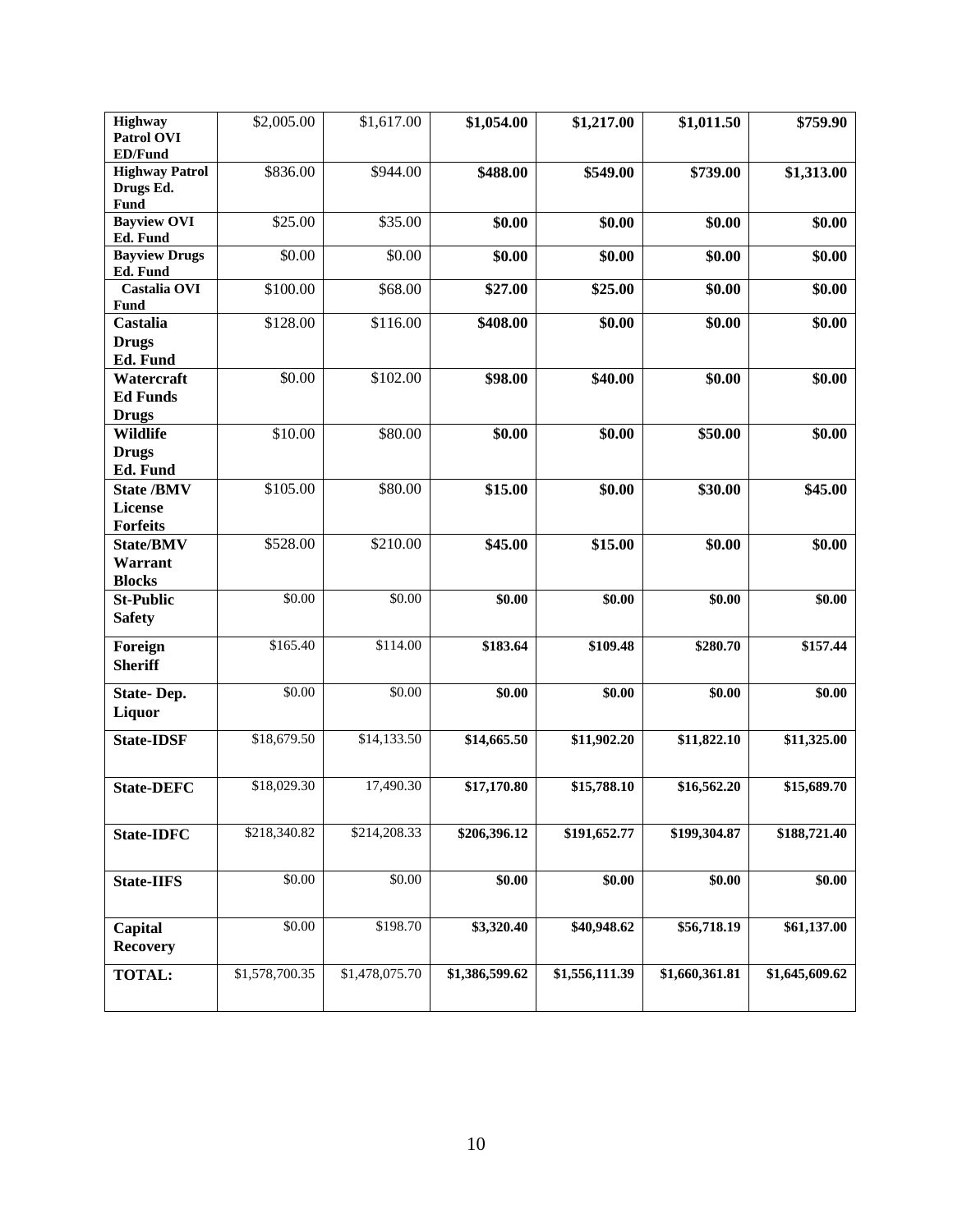| | | | | | | |
|---|---|---|---|---|---|---|
| **Highway Patrol OVI ED/Fund** | $2,005.00 | $1,617.00 | **$1,054.00** | **$1,217.00** | **$1,011.50** | **$759.90** |
| **Highway Patrol Drugs Ed. Fund** | $836.00 | $944.00 | **$488.00** | **$549.00** | **$739.00** | **$1,313.00** |
| **Bayview OVI Ed. Fund** | $25.00 | $35.00 | **$0.00** | **$0.00** | **$0.00** | **$0.00** |
| **Bayview Drugs Ed. Fund** | $0.00 | $0.00 | **$0.00** | **$0.00** | **$0.00** | **$0.00** |
| **Castalia OVI Fund** | $100.00 | $68.00 | **$27.00** | **$25.00** | **$0.00** | **$0.00** |
| **Castalia Drugs Ed. Fund** | $128.00 | $116.00 | **$408.00** | **$0.00** | **$0.00** | **$0.00** |
| **Watercraft Ed Funds Drugs** | $0.00 | $102.00 | **$98.00** | **$40.00** | **$0.00** | **$0.00** |
| **Wildlife Drugs Ed. Fund** | $10.00 | $80.00 | **$0.00** | **$0.00** | **$50.00** | **$0.00** |
| **State /BMV License Forfeits** | $105.00 | $80.00 | **$15.00** | **$0.00** | **$30.00** | **$45.00** |
| **State/BMV Warrant Blocks** | $528.00 | $210.00 | **$45.00** | **$15.00** | **$0.00** | **$0.00** |
| **St-Public Safety** | $0.00 | $0.00 | **$0.00** | **$0.00** | **$0.00** | **$0.00** |
| **Foreign Sheriff** | $165.40 | $114.00 | **$183.64** | **$109.48** | **$280.70** | **$157.44** |
| **State- Dep. Liquor** | $0.00 | $0.00 | **$0.00** | **$0.00** | **$0.00** | **$0.00** |
| **State-IDSF** | $18,679.50 | $14,133.50 | **$14,665.50** | **$11,902.20** | **$11,822.10** | **$11,325.00** |
| **State-DEFC** | $18,029.30 | 17,490.30 | **$17,170.80** | **$15,788.10** | **$16,562.20** | **$15,689.70** |
| **State-IDFC** | $218,340.82 | $214,208.33 | **$206,396.12** | **$191,652.77** | **$199,304.87** | **$188,721.40** |
| **State-IIFS** | $0.00 | $0.00 | **$0.00** | **$0.00** | **$0.00** | **$0.00** |
| **Capital Recovery** | $0.00 | $198.70 | **$3,320.40** | **$40,948.62** | **$56,718.19** | **$61,137.00** |
| **TOTAL:** | $1,578,700.35 | $1,478,075.70 | **$1,386,599.62** | **$1,556,111.39** | **$1,660,361.81** | **$1,645,609.62** |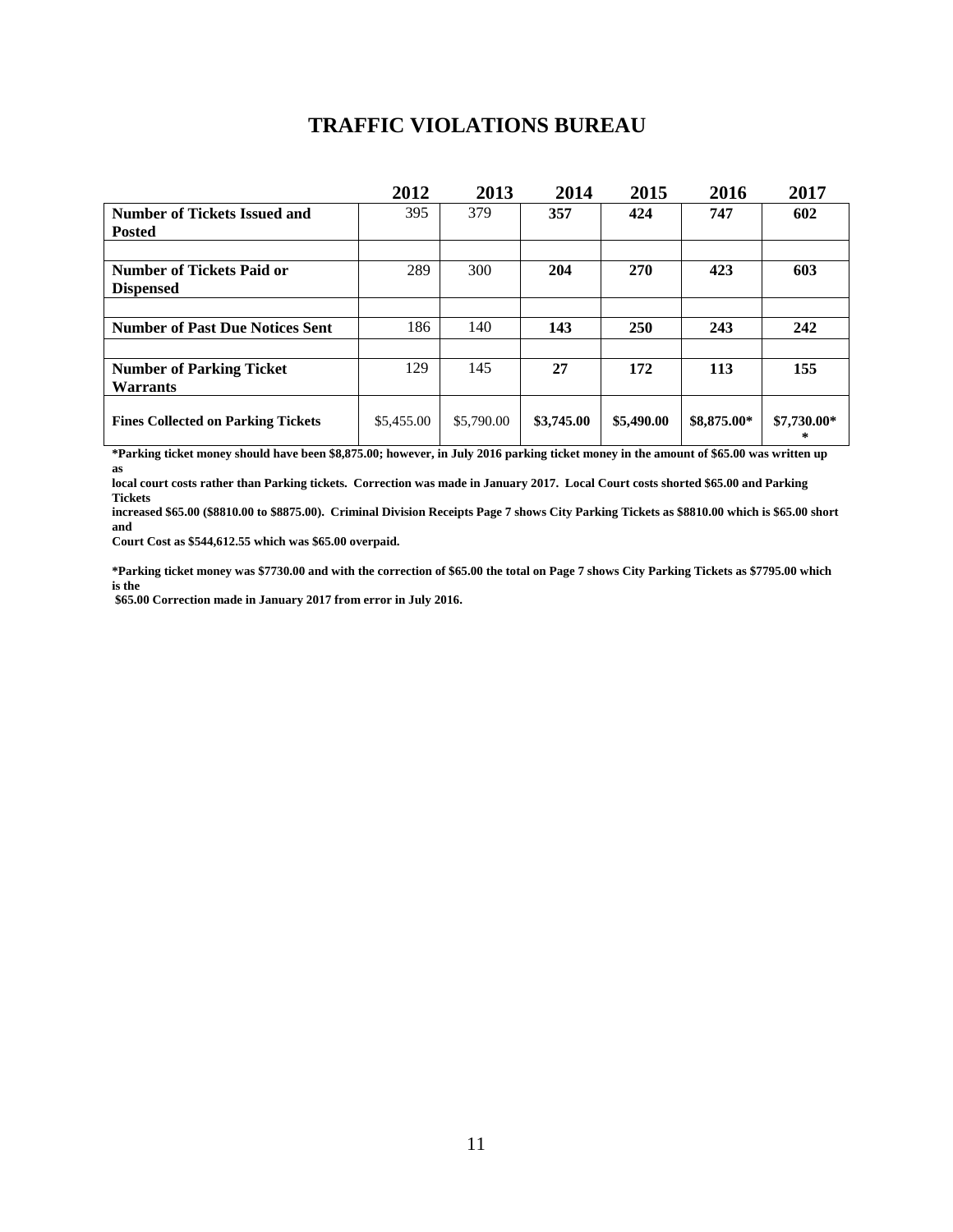# TRAFFIC VIOLATIONS BUREAU

| | 2012 | 2013 | 2014 | 2015 | 2016 | 2017 |
|---|---|---|---|---|---|---|
| **Number of Tickets Issued and Posted** | 395 | 379 | **357** | **424** | **747** | **602** |
| | | | | | | |
| **Number of Tickets Paid or Dispensed** | 289 | 300 | **204** | **270** | **423** | **603** |
| | | | | | | |
| **Number of Past Due Notices Sent** | 186 | 140 | **143** | **250** | **243** | **242** |
| | | | | | | |
| **Number of Parking Ticket Warrants** | 129 | 145 | **27** | **172** | **113** | **155** |
| **Fines Collected on Parking Tickets** | $5,455.00 | $5,790.00 | **$3,745.00** | **$5,490.00** | **$8,875.00*** | **$7,730.00\*\*** |

**\*Parking ticket money should have been $8,875.00; however, in July 2016 parking ticket money in the amount of $65.00 was written up as local court costs rather than Parking tickets. Correction was made in January 2017. Local Court costs shorted $65.00 and Parking Tickets increased $65.00 ($8810.00 to $8875.00). Criminal Division Receipts Page 7 shows City Parking Tickets as $8810.00 which is $65.00 short and Court Cost as $544,612.55 which was $65.00 overpaid.**

**\*Parking ticket money was $7730.00 and with the correction of $65.00 the total on Page 7 shows City Parking Tickets as $7795.00 which is the $65.00 Correction made in January 2017 from error in July 2016.**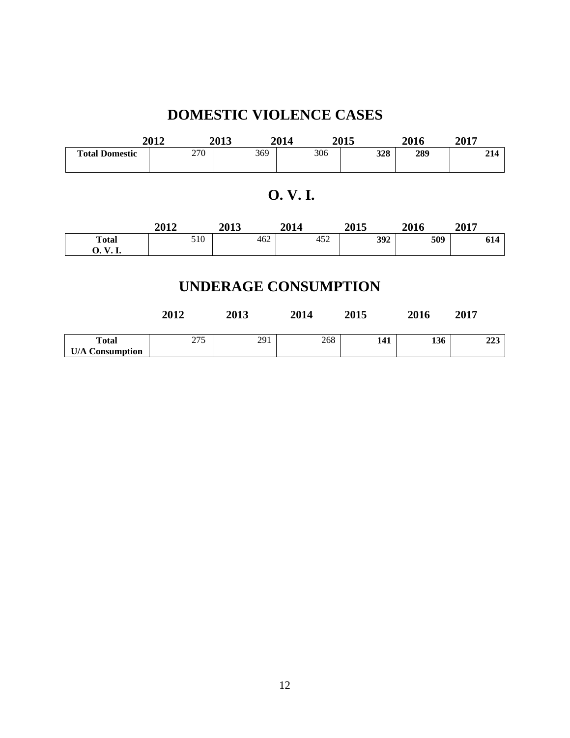# DOMESTIC VIOLENCE CASES

| | 2012 | 2013 | 2014 | 2015 | 2016 | 2017 |
|---|---|---|---|---|---|---|
| **Total Domestic** | 270 | 369 | 306 | **328** | **289** | **214** |

# O. V. I.

| | 2012 | 2013 | 2014 | 2015 | 2016 | 2017 |
|---|---|---|---|---|---|---|
| **Total O. V. I.** | 510 | 462 | 452 | **392** | **509** | **614** |

# UNDERAGE CONSUMPTION

| | 2012 | 2013 | 2014 | 2015 | 2016 | 2017 |
|---|---|---|---|---|---|---|
| **Total U/A Consumption** | 275 | 291 | 268 | **141** | **136** | **223** |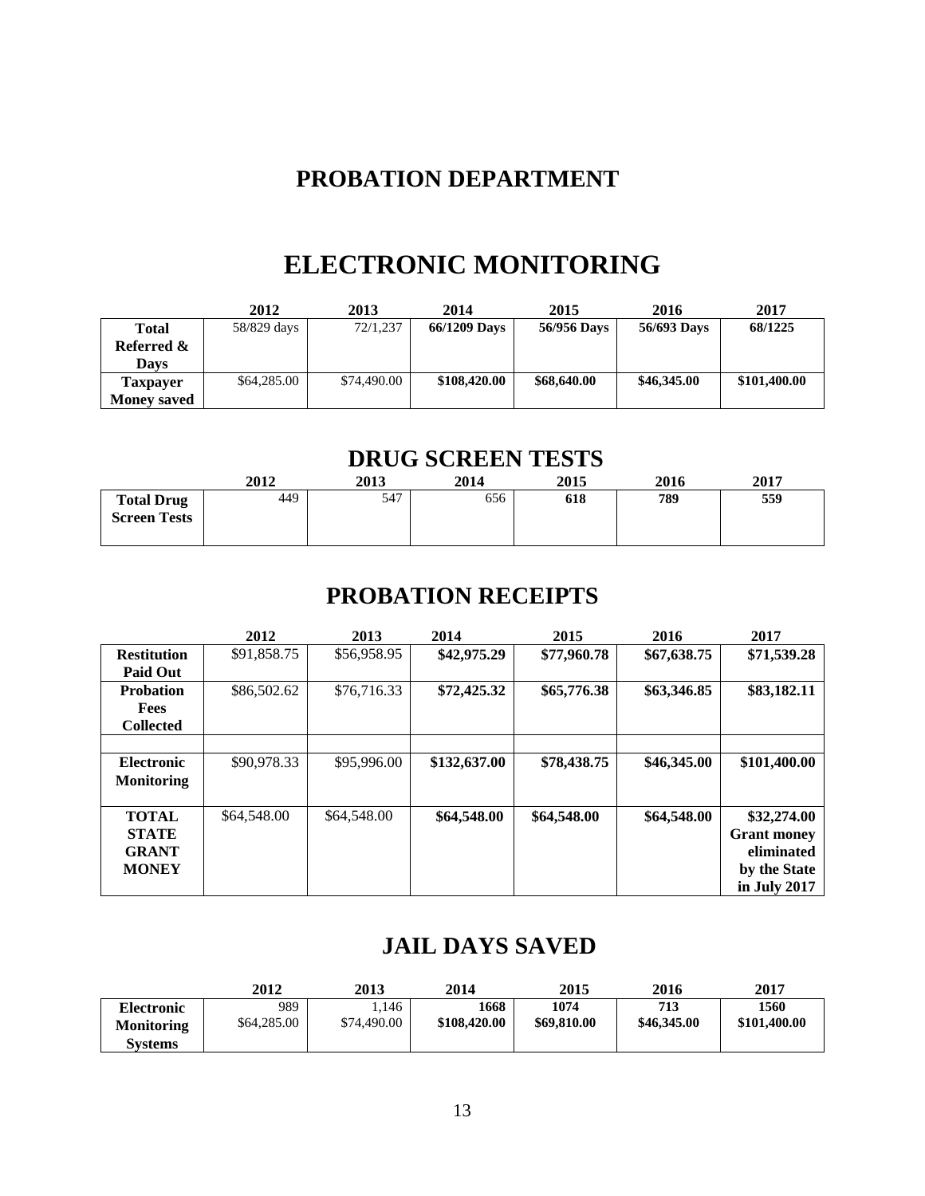# PROBATION DEPARTMENT

# ELECTRONIC MONITORING

| | 2012 | 2013 | 2014 | 2015 | 2016 | 2017 |
|---|---|---|---|---|---|---|
| **Total Referred & Days** | 58/829 days | 72/1,237 | **66/1209 Days** | **56/956 Days** | **56/693 Days** | **68/1225** |
| **Taxpayer Money saved** | $64,285.00 | $74,490.00 | **$108,420.00** | **$68,640.00** | **$46,345.00** | **$101,400.00** |

# DRUG SCREEN TESTS

| | 2012 | 2013 | 2014 | 2015 | 2016 | 2017 |
|---|---|---|---|---|---|---|
| **Total Drug Screen Tests** | 449 | 547 | 656 | **618** | **789** | **559** |

# PROBATION RECEIPTS

| | 2012 | 2013 | 2014 | 2015 | 2016 | 2017 |
|---|---|---|---|---|---|---|
| **Restitution Paid Out** | $91,858.75 | $56,958.95 | **$42,975.29** | **$77,960.78** | **$67,638.75** | **$71,539.28** |
| **Probation Fees Collected** | $86,502.62 | $76,716.33 | **$72,425.32** | **$65,776.38** | **$63,346.85** | **$83,182.11** |
| | | | | | | |
| **Electronic Monitoring** | $90,978.33 | $95,996.00 | **$132,637.00** | **$78,438.75** | **$46,345.00** | **$101,400.00** |
| **TOTAL STATE GRANT MONEY** | $64,548.00 | $64,548.00 | **$64,548.00** | **$64,548.00** | **$64,548.00** | **$32,274.00 Grant money eliminated by the State in July 2017** |

# JAIL DAYS SAVED

| | 2012 | 2013 | 2014 | 2015 | 2016 | 2017 |
|---|---|---|---|---|---|---|
| **Electronic Monitoring Systems** | 989<br>$64,285.00 | 1,146<br>$74,490.00 | **1668**<br>**$108,420.00** | **1074**<br>**$69,810.00** | **713**<br>**$46,345.00** | **1560**<br>**$101,400.00** |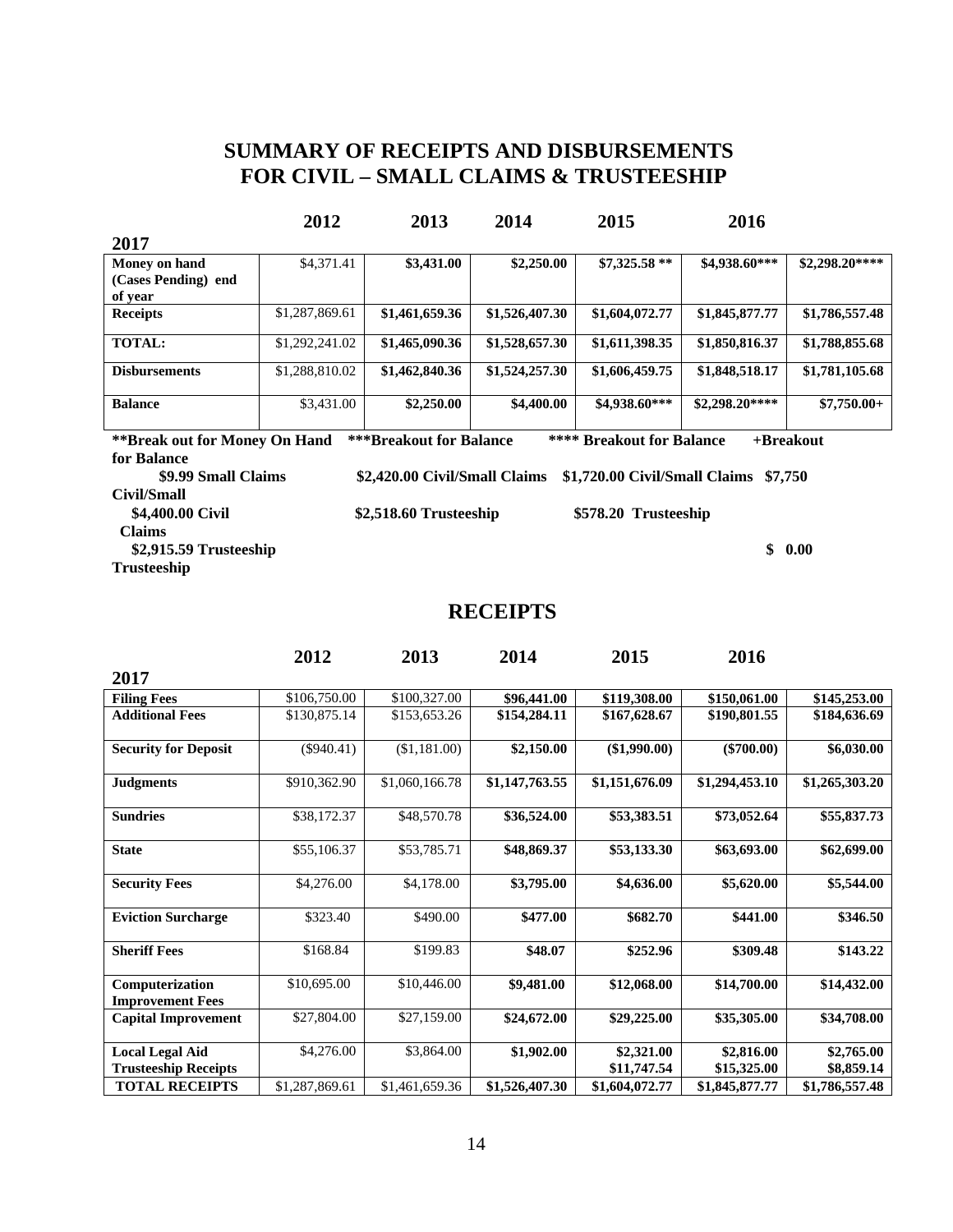# SUMMARY OF RECEIPTS AND DISBURSEMENTS
# FOR CIVIL – SMALL CLAIMS & TRUSTEESHIP

| | 2012 | 2013 | 2014 | 2015 | 2016 | 2017 |
|---|---|---|---|---|---|---|
| **Money on hand (Cases Pending) end of year** | $4,371.41 | **$3,431.00** | **$2,250.00** | **$7,325.58 \*\*** | **$4,938.60\*\*\*** | **$2,298.20\*\*\*\*** |
| **Receipts** | $1,287,869.61 | **$1,461,659.36** | **$1,526,407.30** | **$1,604,072.77** | **$1,845,877.77** | **$1,786,557.48** |
| **TOTAL:** | $1,292,241.02 | **$1,465,090.36** | **$1,528,657.30** | **$1,611,398.35** | **$1,850,816.37** | **$1,788,855.68** |
| **Disbursements** | $1,288,810.02 | **$1,462,840.36** | **$1,524,257.30** | **$1,606,459.75** | **$1,848,518.17** | **$1,781,105.68** |
| **Balance** | $3,431.00 | **$2,250.00** | **$4,400.00** | **$4,938.60\*\*\*** | **$2,298.20\*\*\*\*** | **$7,750.00+** |

**\*\*Break out for Money On Hand** **\*\*\*Breakout for Balance** **\*\*\*\* Breakout for Balance** **+Breakout for Balance**

**$9.99 Small Claims** **$2,420.00 Civil/Small Claims** **$1,720.00 Civil/Small Claims** **$7,750 Civil/Small**

**$4,400.00 Civil Claims** **$2,518.60 Trusteeship** **$578.20 Trusteeship**

**$2,915.59 Trusteeship** **$ 0.00 Trusteeship**

## RECEIPTS

| | 2012 | 2013 | 2014 | 2015 | 2016 | 2017 |
|---|---|---|---|---|---|---|
| **Filing Fees** | $106,750.00 | $100,327.00 | **$96,441.00** | **$119,308.00** | **$150,061.00** | **$145,253.00** |
| **Additional Fees** | $130,875.14 | $153,653.26 | **$154,284.11** | **$167,628.67** | **$190,801.55** | **$184,636.69** |
| **Security for Deposit** | ($940.41) | ($1,181.00) | **$2,150.00** | **($1,990.00)** | **($700.00)** | **$6,030.00** |
| **Judgments** | $910,362.90 | $1,060,166.78 | **$1,147,763.55** | **$1,151,676.09** | **$1,294,453.10** | **$1,265,303.20** |
| **Sundries** | $38,172.37 | $48,570.78 | **$36,524.00** | **$53,383.51** | **$73,052.64** | **$55,837.73** |
| **State** | $55,106.37 | $53,785.71 | **$48,869.37** | **$53,133.30** | **$63,693.00** | **$62,699.00** |
| **Security Fees** | $4,276.00 | $4,178.00 | **$3,795.00** | **$4,636.00** | **$5,620.00** | **$5,544.00** |
| **Eviction Surcharge** | $323.40 | $490.00 | **$477.00** | **$682.70** | **$441.00** | **$346.50** |
| **Sheriff Fees** | $168.84 | $199.83 | **$48.07** | **$252.96** | **$309.48** | **$143.22** |
| **Computerization Improvement Fees** | $10,695.00 | $10,446.00 | **$9,481.00** | **$12,068.00** | **$14,700.00** | **$14,432.00** |
| **Capital Improvement** | $27,804.00 | $27,159.00 | **$24,672.00** | **$29,225.00** | **$35,305.00** | **$34,708.00** |
| **Local Legal Aid** | $4,276.00 | $3,864.00 | **$1,902.00** | **$2,321.00** | **$2,816.00** | **$2,765.00** |
| **Trusteeship Receipts** | | | | **$11,747.54** | **$15,325.00** | **$8,859.14** |
| **TOTAL RECEIPTS** | $1,287,869.61 | $1,461,659.36 | **$1,526,407.30** | **$1,604,072.77** | **$1,845,877.77** | **$1,786,557.48** |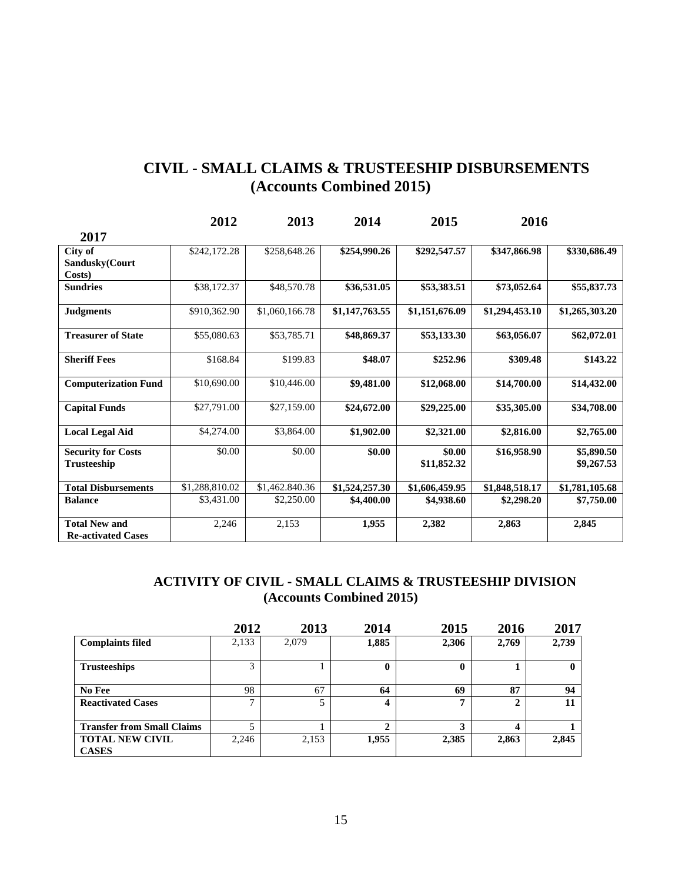# CIVIL - SMALL CLAIMS & TRUSTEESHIP DISBURSEMENTS
## (Accounts Combined 2015)

| | 2012 | 2013 | 2014 | 2015 | 2016 | 2017 |
|---|---|---|---|---|---|---|
| **City of Sandusky(Court Costs)** | $242,172.28 | $258,648.26 | **$254,990.26** | **$292,547.57** | **$347,866.98** | **$330,686.49** |
| **Sundries** | $38,172.37 | $48,570.78 | **$36,531.05** | **$53,383.51** | **$73,052.64** | **$55,837.73** |
| **Judgments** | $910,362.90 | $1,060,166.78 | **$1,147,763.55** | **$1,151,676.09** | **$1,294,453.10** | **$1,265,303.20** |
| **Treasurer of State** | $55,080.63 | $53,785.71 | **$48,869.37** | **$53,133.30** | **$63,056.07** | **$62,072.01** |
| **Sheriff Fees** | $168.84 | $199.83 | **$48.07** | **$252.96** | **$309.48** | **$143.22** |
| **Computerization Fund** | $10,690.00 | $10,446.00 | **$9,481.00** | **$12,068.00** | **$14,700.00** | **$14,432.00** |
| **Capital Funds** | $27,791.00 | $27,159.00 | **$24,672.00** | **$29,225.00** | **$35,305.00** | **$34,708.00** |
| **Local Legal Aid** | $4,274.00 | $3,864.00 | **$1,902.00** | **$2,321.00** | **$2,816.00** | **$2,765.00** |
| **Security for Costs** | $0.00 | $0.00 | **$0.00** | **$0.00** | **$16,958.90** | **$5,890.50** |
| **Trusteeship** | | | | **$11,852.32** | | **$9,267.53** |
| **Total Disbursements** | $1,288,810.02 | $1,462.840.36 | **$1,524,257.30** | **$1,606,459.95** | **$1,848,518.17** | **$1,781,105.68** |
| **Balance** | $3,431.00 | $2,250.00 | **$4,400.00** | **$4,938.60** | **$2,298.20** | **$7,750.00** |
| **Total New and Re-activated Cases** | 2,246 | 2,153 | **1,955** | **2,382** | **2,863** | **2,845** |

# ACTIVITY OF CIVIL - SMALL CLAIMS & TRUSTEESHIP DIVISION
## (Accounts Combined 2015)

| | 2012 | 2013 | 2014 | 2015 | 2016 | 2017 |
|---|---|---|---|---|---|---|
| **Complaints filed** | 2,133 | 2,079 | **1,885** | **2,306** | **2,769** | **2,739** |
| **Trusteeships** | 3 | 1 | **0** | **0** | **1** | **0** |
| **No Fee** | 98 | 67 | **64** | **69** | **87** | **94** |
| **Reactivated Cases** | 7 | 5 | **4** | **7** | **2** | **11** |
| **Transfer from Small Claims** | 5 | 1 | **2** | **3** | **4** | **1** |
| **TOTAL NEW CIVIL CASES** | 2,246 | 2,153 | **1,955** | **2,385** | **2,863** | **2,845** |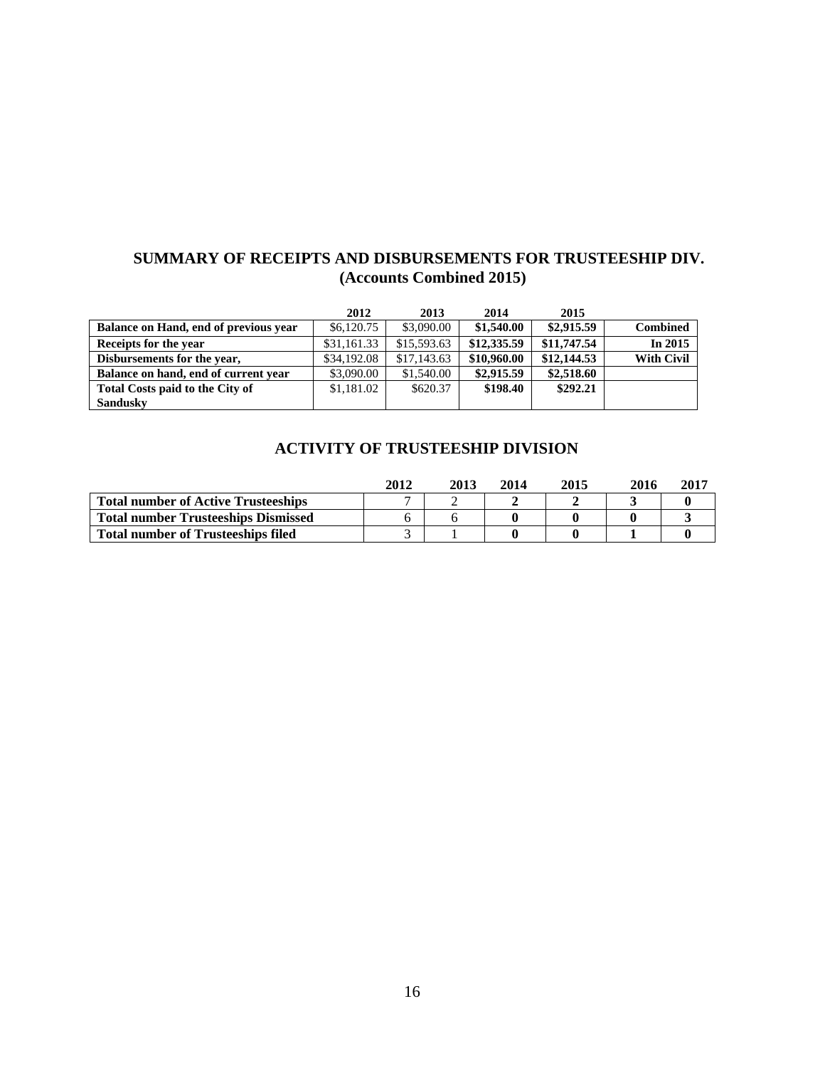## SUMMARY OF RECEIPTS AND DISBURSEMENTS FOR TRUSTEESHIP DIV. (Accounts Combined 2015)

| | 2012 | 2013 | 2014 | 2015 | |
|---|---|---|---|---|---|
| **Balance on Hand, end of previous year** | $6,120.75 | $3,090.00 | **$1,540.00** | **$2,915.59** | **Combined** |
| **Receipts for the year** | $31,161.33 | $15,593.63 | **$12,335.59** | **$11,747.54** | **In 2015** |
| **Disbursements for the year,** | $34,192.08 | $17,143.63 | **$10,960.00** | **$12,144.53** | **With Civil** |
| **Balance on hand, end of current year** | $3,090.00 | $1,540.00 | **$2,915.59** | **$2,518.60** | |
| **Total Costs paid to the City of Sandusky** | $1,181.02 | $620.37 | **$198.40** | **$292.21** | |

## ACTIVITY OF TRUSTEESHIP DIVISION

| | 2012 | 2013 | 2014 | 2015 | 2016 | 2017 |
|---|---|---|---|---|---|---|
| **Total number of Active Trusteeships** | 7 | 2 | **2** | **2** | **3** | **0** |
| **Total number Trusteeships Dismissed** | 6 | 6 | **0** | **0** | **0** | **3** |
| **Total number of Trusteeships filed** | 3 | 1 | **0** | **0** | **1** | **0** |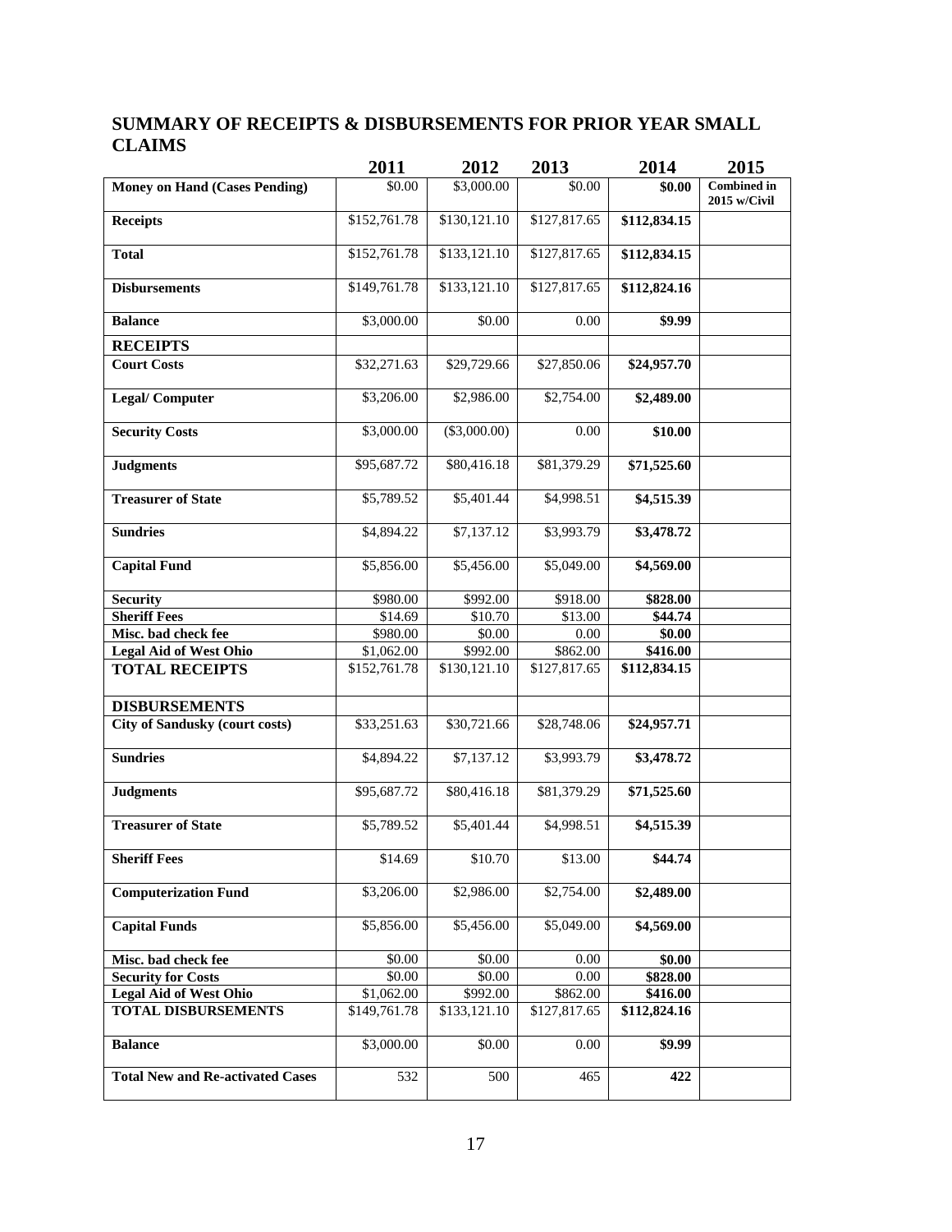## SUMMARY OF RECEIPTS & DISBURSEMENTS FOR PRIOR YEAR SMALL CLAIMS

| | 2011 | 2012 | 2013 | 2014 | 2015 |
|---|---|---|---|---|---|
| **Money on Hand (Cases Pending)** | $0.00 | $3,000.00 | $0.00 | **$0.00** | **Combined in 2015 w/Civil** |
| **Receipts** | $152,761.78 | $130,121.10 | $127,817.65 | **$112,834.15** | |
| **Total** | $152,761.78 | $133,121.10 | $127,817.65 | **$112,834.15** | |
| **Disbursements** | $149,761.78 | $133,121.10 | $127,817.65 | **$112,824.16** | |
| **Balance** | $3,000.00 | $0.00 | 0.00 | **$9.99** | |
| **RECEIPTS** | | | | | |
| **Court Costs** | $32,271.63 | $29,729.66 | $27,850.06 | **$24,957.70** | |
| **Legal/ Computer** | $3,206.00 | $2,986.00 | $2,754.00 | **$2,489.00** | |
| **Security Costs** | $3,000.00 | ($3,000.00) | 0.00 | **$10.00** | |
| **Judgments** | $95,687.72 | $80,416.18 | $81,379.29 | **$71,525.60** | |
| **Treasurer of State** | $5,789.52 | $5,401.44 | $4,998.51 | **$4,515.39** | |
| **Sundries** | $4,894.22 | $7,137.12 | $3,993.79 | **$3,478.72** | |
| **Capital Fund** | $5,856.00 | $5,456.00 | $5,049.00 | **$4,569.00** | |
| **Security** | $980.00 | $992.00 | $918.00 | **$828.00** | |
| **Sheriff Fees** | $14.69 | $10.70 | $13.00 | **$44.74** | |
| **Misc. bad check fee** | $980.00 | $0.00 | 0.00 | **$0.00** | |
| **Legal Aid of West Ohio** | $1,062.00 | $992.00 | $862.00 | **$416.00** | |
| **TOTAL RECEIPTS** | $152,761.78 | $130,121.10 | $127,817.65 | **$112,834.15** | |
| **DISBURSEMENTS** | | | | | |
| **City of Sandusky (court costs)** | $33,251.63 | $30,721.66 | $28,748.06 | **$24,957.71** | |
| **Sundries** | $4,894.22 | $7,137.12 | $3,993.79 | **$3,478.72** | |
| **Judgments** | $95,687.72 | $80,416.18 | $81,379.29 | **$71,525.60** | |
| **Treasurer of State** | $5,789.52 | $5,401.44 | $4,998.51 | **$4,515.39** | |
| **Sheriff Fees** | $14.69 | $10.70 | $13.00 | **$44.74** | |
| **Computerization Fund** | $3,206.00 | $2,986.00 | $2,754.00 | **$2,489.00** | |
| **Capital Funds** | $5,856.00 | $5,456.00 | $5,049.00 | **$4,569.00** | |
| **Misc. bad check fee** | $0.00 | $0.00 | 0.00 | **$0.00** | |
| **Security for Costs** | $0.00 | $0.00 | 0.00 | **$828.00** | |
| **Legal Aid of West Ohio** | $1,062.00 | $992.00 | $862.00 | **$416.00** | |
| **TOTAL DISBURSEMENTS** | $149,761.78 | $133,121.10 | $127,817.65 | **$112,824.16** | |
| **Balance** | $3,000.00 | $0.00 | 0.00 | **$9.99** | |
| **Total New and Re-activated Cases** | 532 | 500 | 465 | **422** | |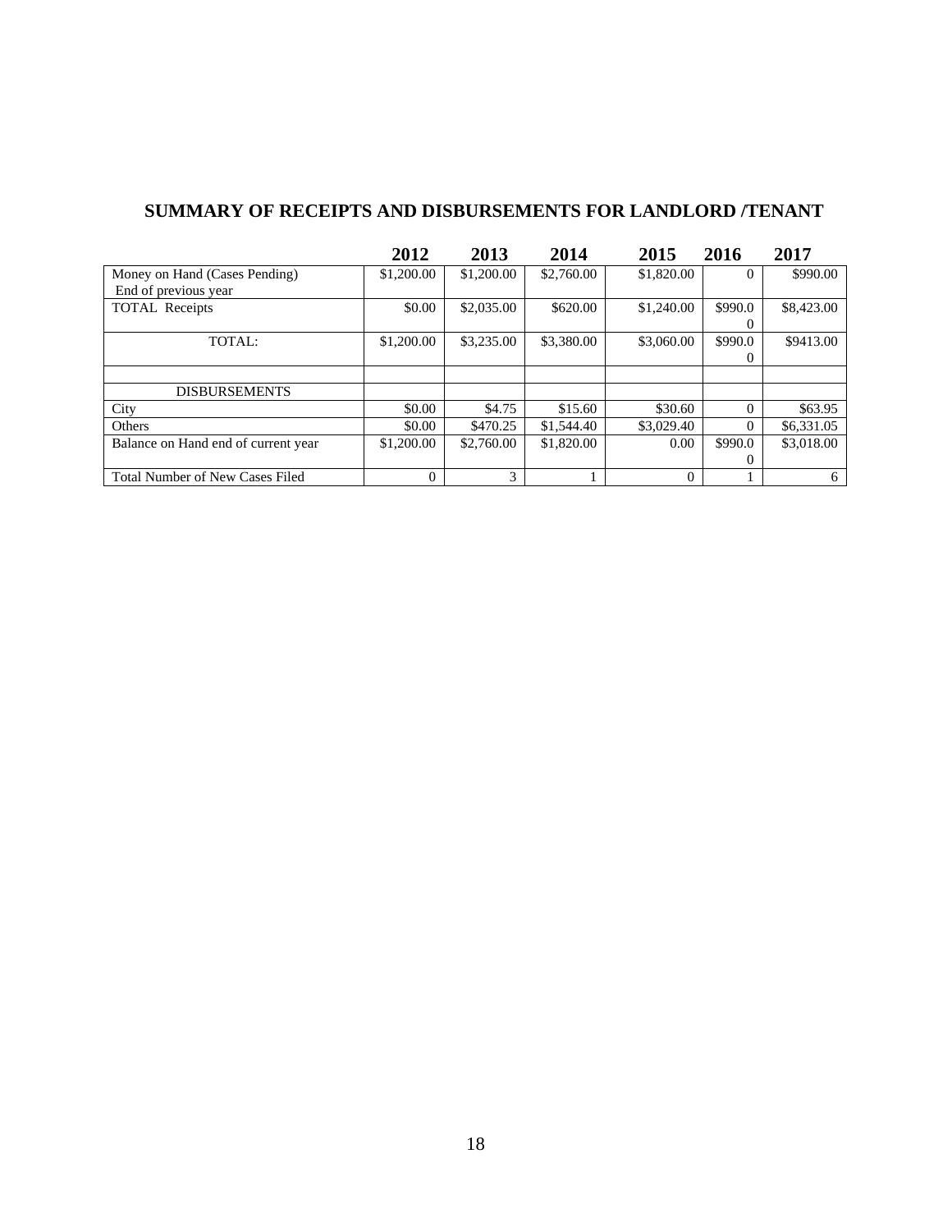## SUMMARY OF RECEIPTS AND DISBURSEMENTS FOR LANDLORD /TENANT

| | 2012 | 2013 | 2014 | 2015 | 2016 | 2017 |
|---|---|---|---|---|---|---|
| Money on Hand (Cases Pending) End of previous year | $1,200.00 | $1,200.00 | $2,760.00 | $1,820.00 | 0 | $990.00 |
| TOTAL Receipts | $0.00 | $2,035.00 | $620.00 | $1,240.00 | $990.00 | $8,423.00 |
| TOTAL: | $1,200.00 | $3,235.00 | $3,380.00 | $3,060.00 | $990.00 | $9413.00 |
| | | | | | | |
| DISBURSEMENTS | | | | | | |
| City | $0.00 | $4.75 | $15.60 | $30.60 | 0 | $63.95 |
| Others | $0.00 | $470.25 | $1,544.40 | $3,029.40 | 0 | $6,331.05 |
| Balance on Hand end of current year | $1,200.00 | $2,760.00 | $1,820.00 | 0.00 | $990.00 | $3,018.00 |
| Total Number of New Cases Filed | 0 | 3 | 1 | 0 | 1 | 6 |